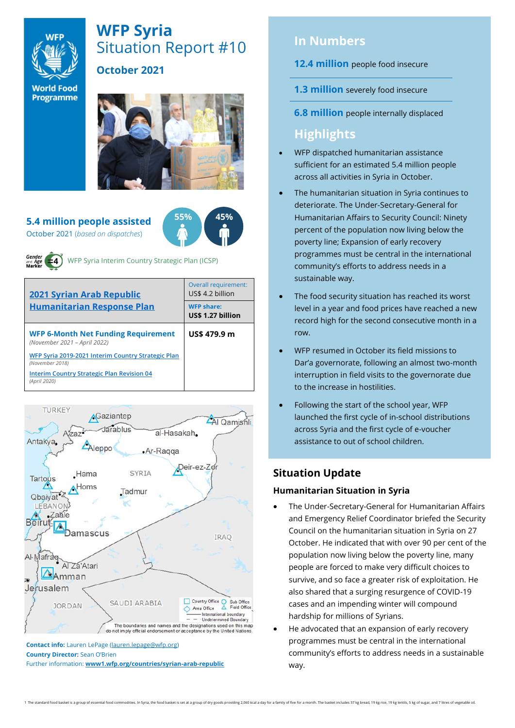# WFP Syria
## Situation Report #10

### October 2021

**5.4 million people assisted**
October 2021 (*based on dispatches*)

55% 45%

WFP Syria Interim Country Strategic Plan (ICSP)

| 2021 Syrian Arab Republic Humanitarian Response Plan | Overall requirement: US$ 4.2 billion |
|---|---|
| | **WFP share: US$ 1.27 billion** |
| **WFP 6-Month Net Funding Requirement** *(November 2021 – April 2022)* | **US$ 479.9 m** |
| WFP Syria 2019-2021 Interim Country Strategic Plan *(November 2018)* | |
| Interim Country Strategic Plan Revision 04 *(April 2020)* | |

The boundaries and names and the designations used on this map do not imply official endorsement or acceptance by the United Nations.

**Contact info:** Lauren LePage (lauren.lepage@wfp.org)
**Country Director:** Sean O'Brien
Further information: **www1.wfp.org/countries/syrian-arab-republic**

## In Numbers

**12.4 million** people food insecure

**1.3 million** severely food insecure

**6.8 million** people internally displaced

## Highlights

- WFP dispatched humanitarian assistance sufficient for an estimated 5.4 million people across all activities in Syria in October.
- The humanitarian situation in Syria continues to deteriorate. The Under-Secretary-General for Humanitarian Affairs to Security Council: Ninety percent of the population now living below the poverty line; Expansion of early recovery programmes must be central in the international community's efforts to address needs in a sustainable way.
- The food security situation has reached its worst level in a year and food prices have reached a new record high for the second consecutive month in a row.
- WFP resumed in October its field missions to Dar'a governorate, following an almost two-month interruption in field visits to the governorate due to the increase in hostilities.
- Following the start of the school year, WFP launched the first cycle of in-school distributions across Syria and the first cycle of e-voucher assistance to out of school children.

## Situation Update

### Humanitarian Situation in Syria

- The Under-Secretary-General for Humanitarian Affairs and Emergency Relief Coordinator briefed the Security Council on the humanitarian situation in Syria on 27 October. He indicated that with over 90 per cent of the population now living below the poverty line, many people are forced to make very difficult choices to survive, and so face a greater risk of exploitation. He also shared that a surging resurgence of COVID-19 cases and an impending winter will compound hardship for millions of Syrians.
- He advocated that an expansion of early recovery programmes must be central in the international community's efforts to address needs in a sustainable way.

1 The standard food basket is a group of essential food commodities. In Syria, the food basket is set at a group of dry goods providing 2,060 kcal a day for a family of five for a month. The basket includes 37 kg bread, 19 kg rice, 19 kg lentils, 5 kg of sugar, and 7 litres of vegetable oil.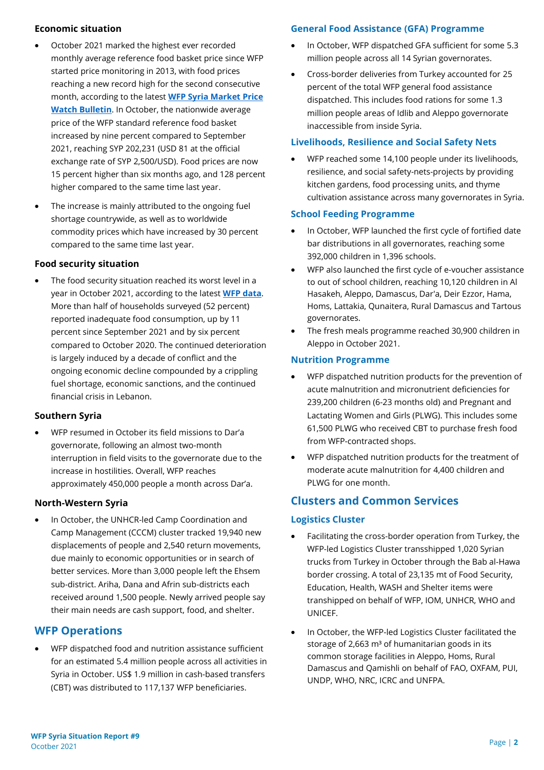### Economic situation

- October 2021 marked the highest ever recorded monthly average reference food basket price since WFP started price monitoring in 2013, with food prices reaching a new record high for the second consecutive month, according to the latest **WFP Syria Market Price Watch Bulletin**. In October, the nationwide average price of the WFP standard reference food basket increased by nine percent compared to September 2021, reaching SYP 202,231 (USD 81 at the official exchange rate of SYP 2,500/USD). Food prices are now 15 percent higher than six months ago, and 128 percent higher compared to the same time last year.
- The increase is mainly attributed to the ongoing fuel shortage countrywide, as well as to worldwide commodity prices which have increased by 30 percent compared to the same time last year.

### Food security situation

- The food security situation reached its worst level in a year in October 2021, according to the latest **WFP data**. More than half of households surveyed (52 percent) reported inadequate food consumption, up by 11 percent since September 2021 and by six percent compared to October 2020. The continued deterioration is largely induced by a decade of conflict and the ongoing economic decline compounded by a crippling fuel shortage, economic sanctions, and the continued financial crisis in Lebanon.

### Southern Syria

- WFP resumed in October its field missions to Dar'a governorate, following an almost two-month interruption in field visits to the governorate due to the increase in hostilities. Overall, WFP reaches approximately 450,000 people a month across Dar'a.

### North-Western Syria

- In October, the UNHCR-led Camp Coordination and Camp Management (CCCM) cluster tracked 19,940 new displacements of people and 2,540 return movements, due mainly to economic opportunities or in search of better services. More than 3,000 people left the Ehsem sub-district. Ariha, Dana and Afrin sub-districts each received around 1,500 people. Newly arrived people say their main needs are cash support, food, and shelter.

## WFP Operations

- WFP dispatched food and nutrition assistance sufficient for an estimated 5.4 million people across all activities in Syria in October. US$ 1.9 million in cash-based transfers (CBT) was distributed to 117,137 WFP beneficiaries.

### General Food Assistance (GFA) Programme

- In October, WFP dispatched GFA sufficient for some 5.3 million people across all 14 Syrian governorates.
- Cross-border deliveries from Turkey accounted for 25 percent of the total WFP general food assistance dispatched. This includes food rations for some 1.3 million people areas of Idlib and Aleppo governorate inaccessible from inside Syria.

### Livelihoods, Resilience and Social Safety Nets

- WFP reached some 14,100 people under its livelihoods, resilience, and social safety-nets-projects by providing kitchen gardens, food processing units, and thyme cultivation assistance across many governorates in Syria.

### School Feeding Programme

- In October, WFP launched the first cycle of fortified date bar distributions in all governorates, reaching some 392,000 children in 1,396 schools.
- WFP also launched the first cycle of e-voucher assistance to out of school children, reaching 10,120 children in Al Hasakeh, Aleppo, Damascus, Dar'a, Deir Ezzor, Hama, Homs, Lattakia, Qunaitera, Rural Damascus and Tartous governorates.
- The fresh meals programme reached 30,900 children in Aleppo in October 2021.

### Nutrition Programme

- WFP dispatched nutrition products for the prevention of acute malnutrition and micronutrient deficiencies for 239,200 children (6-23 months old) and Pregnant and Lactating Women and Girls (PLWG). This includes some 61,500 PLWG who received CBT to purchase fresh food from WFP-contracted shops.
- WFP dispatched nutrition products for the treatment of moderate acute malnutrition for 4,400 children and PLWG for one month.

## Clusters and Common Services

### Logistics Cluster

- Facilitating the cross-border operation from Turkey, the WFP-led Logistics Cluster transshipped 1,020 Syrian trucks from Turkey in October through the Bab al-Hawa border crossing. A total of 23,135 mt of Food Security, Education, Health, WASH and Shelter items were transhipped on behalf of WFP, IOM, UNHCR, WHO and UNICEF.
- In October, the WFP-led Logistics Cluster facilitated the storage of 2,663 m³ of humanitarian goods in its common storage facilities in Aleppo, Homs, Rural Damascus and Qamishli on behalf of FAO, OXFAM, PUI, UNDP, WHO, NRC, ICRC and UNFPA.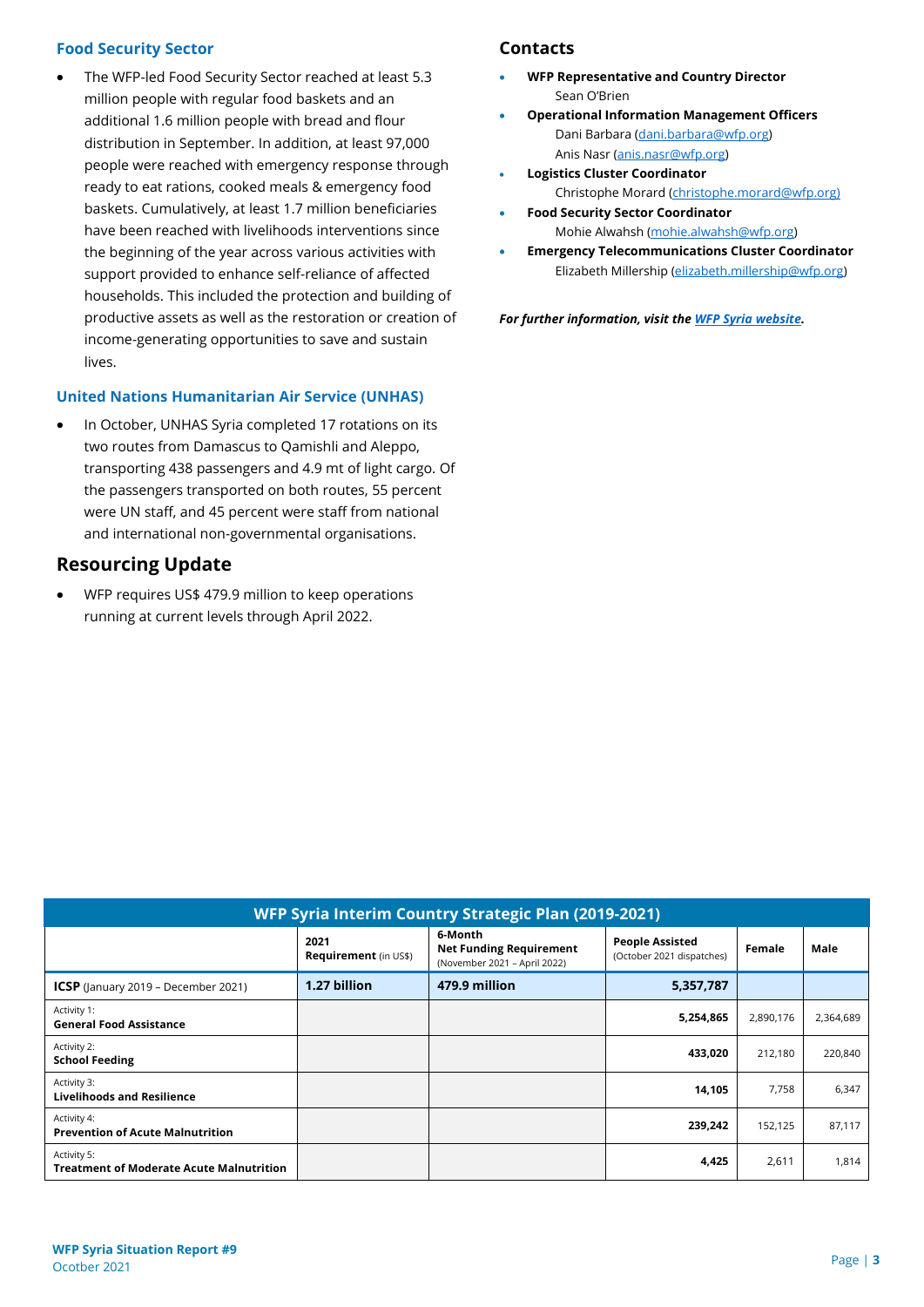### Food Security Sector

- The WFP-led Food Security Sector reached at least 5.3 million people with regular food baskets and an additional 1.6 million people with bread and flour distribution in September. In addition, at least 97,000 people were reached with emergency response through ready to eat rations, cooked meals & emergency food baskets. Cumulatively, at least 1.7 million beneficiaries have been reached with livelihoods interventions since the beginning of the year across various activities with support provided to enhance self-reliance of affected households. This included the protection and building of productive assets as well as the restoration or creation of income-generating opportunities to save and sustain lives.

### United Nations Humanitarian Air Service (UNHAS)

- In October, UNHAS Syria completed 17 rotations on its two routes from Damascus to Qamishli and Aleppo, transporting 438 passengers and 4.9 mt of light cargo. Of the passengers transported on both routes, 55 percent were UN staff, and 45 percent were staff from national and international non-governmental organisations.

## Resourcing Update

- WFP requires US$ 479.9 million to keep operations running at current levels through April 2022.

## Contacts

- **WFP Representative and Country Director**
  Sean O'Brien
- **Operational Information Management Officers**
  Dani Barbara (dani.barbara@wfp.org)
  Anis Nasr (anis.nasr@wfp.org)
- **Logistics Cluster Coordinator**
  Christophe Morard (christophe.morard@wfp.org)
- **Food Security Sector Coordinator**
  Mohie Alwahsh (mohie.alwahsh@wfp.org)
- **Emergency Telecommunications Cluster Coordinator**
  Elizabeth Millership (elizabeth.millership@wfp.org)

***For further information, visit the WFP Syria website.***

**WFP Syria Interim Country Strategic Plan (2019-2021)**

| | 2021 **Requirement** (in US$) | 6-Month **Net Funding Requirement** (November 2021 – April 2022) | **People Assisted** (October 2021 dispatches) | Female | Male |
|---|---|---|---|---|---|
| **ICSP** (January 2019 – December 2021) | **1.27 billion** | **479.9 million** | **5,357,787** | | |
| Activity 1: **General Food Assistance** | | | **5,254,865** | 2,890,176 | 2,364,689 |
| Activity 2: **School Feeding** | | | **433,020** | 212,180 | 220,840 |
| Activity 3: **Livelihoods and Resilience** | | | **14,105** | 7,758 | 6,347 |
| Activity 4: **Prevention of Acute Malnutrition** | | | **239,242** | 152,125 | 87,117 |
| Activity 5: **Treatment of Moderate Acute Malnutrition** | | | **4,425** | 2,611 | 1,814 |